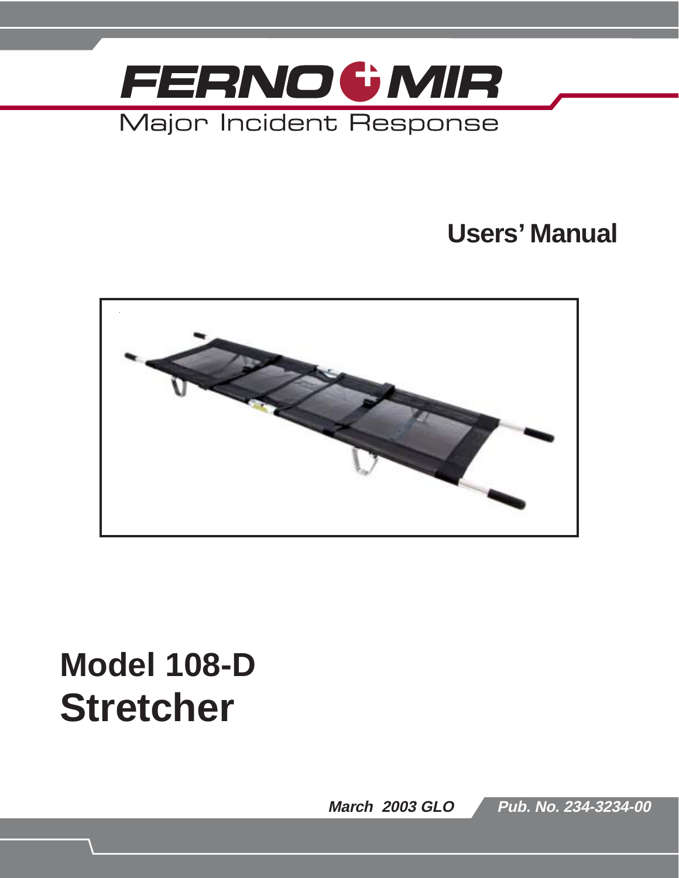FERNO MIR

Major Incident Response

## Users' Manual

# Model 108-D Stretcher

*March 2003 GLO* *Pub. No. 234-3234-00*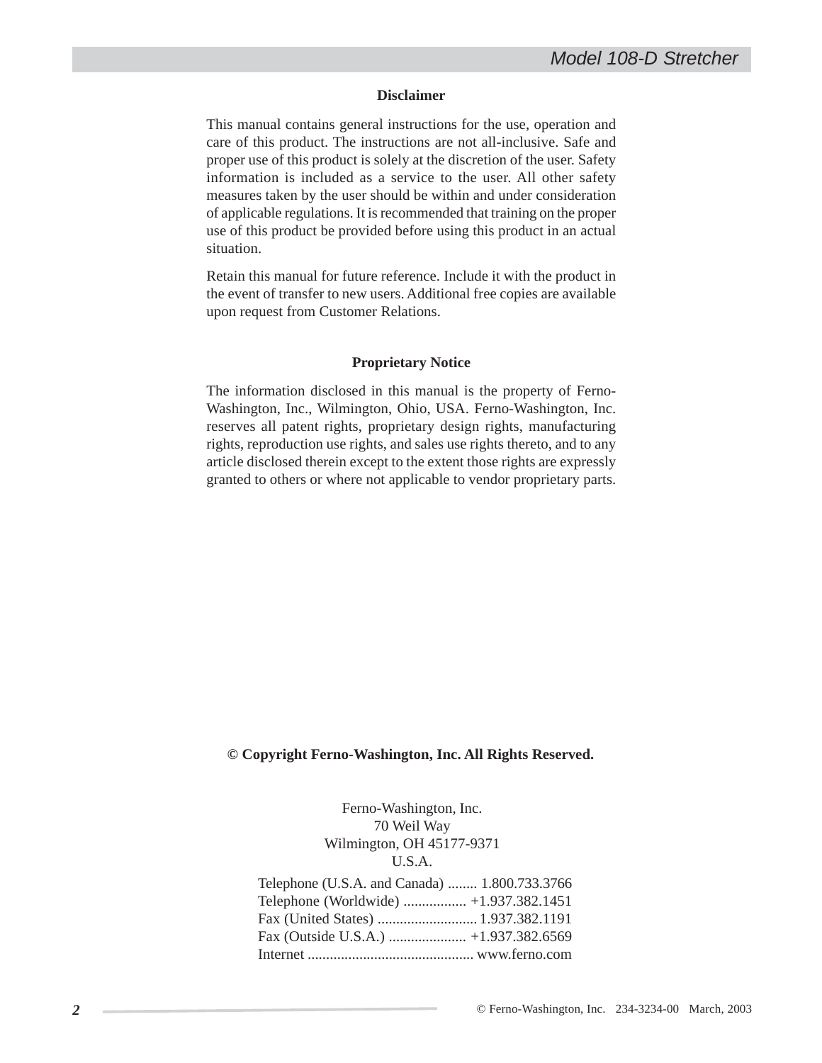## Disclaimer

This manual contains general instructions for the use, operation and care of this product. The instructions are not all-inclusive. Safe and proper use of this product is solely at the discretion of the user. Safety information is included as a service to the user. All other safety measures taken by the user should be within and under consideration of applicable regulations. It is recommended that training on the proper use of this product be provided before using this product in an actual situation.

Retain this manual for future reference. Include it with the product in the event of transfer to new users. Additional free copies are available upon request from Customer Relations.

## Proprietary Notice

The information disclosed in this manual is the property of Ferno-Washington, Inc., Wilmington, Ohio, USA. Ferno-Washington, Inc. reserves all patent rights, proprietary design rights, manufacturing rights, reproduction use rights, and sales use rights thereto, and to any article disclosed therein except to the extent those rights are expressly granted to others or where not applicable to vendor proprietary parts.

**© Copyright Ferno-Washington, Inc. All Rights Reserved.**

Ferno-Washington, Inc.
70 Weil Way
Wilmington, OH 45177-9371
U.S.A.

Telephone (U.S.A. and Canada) ........ 1.800.733.3766
Telephone (Worldwide) ................. +1.937.382.1451
Fax (United States) ........................... 1.937.382.1191
Fax (Outside U.S.A.) ..................... +1.937.382.6569
Internet ............................................ www.ferno.com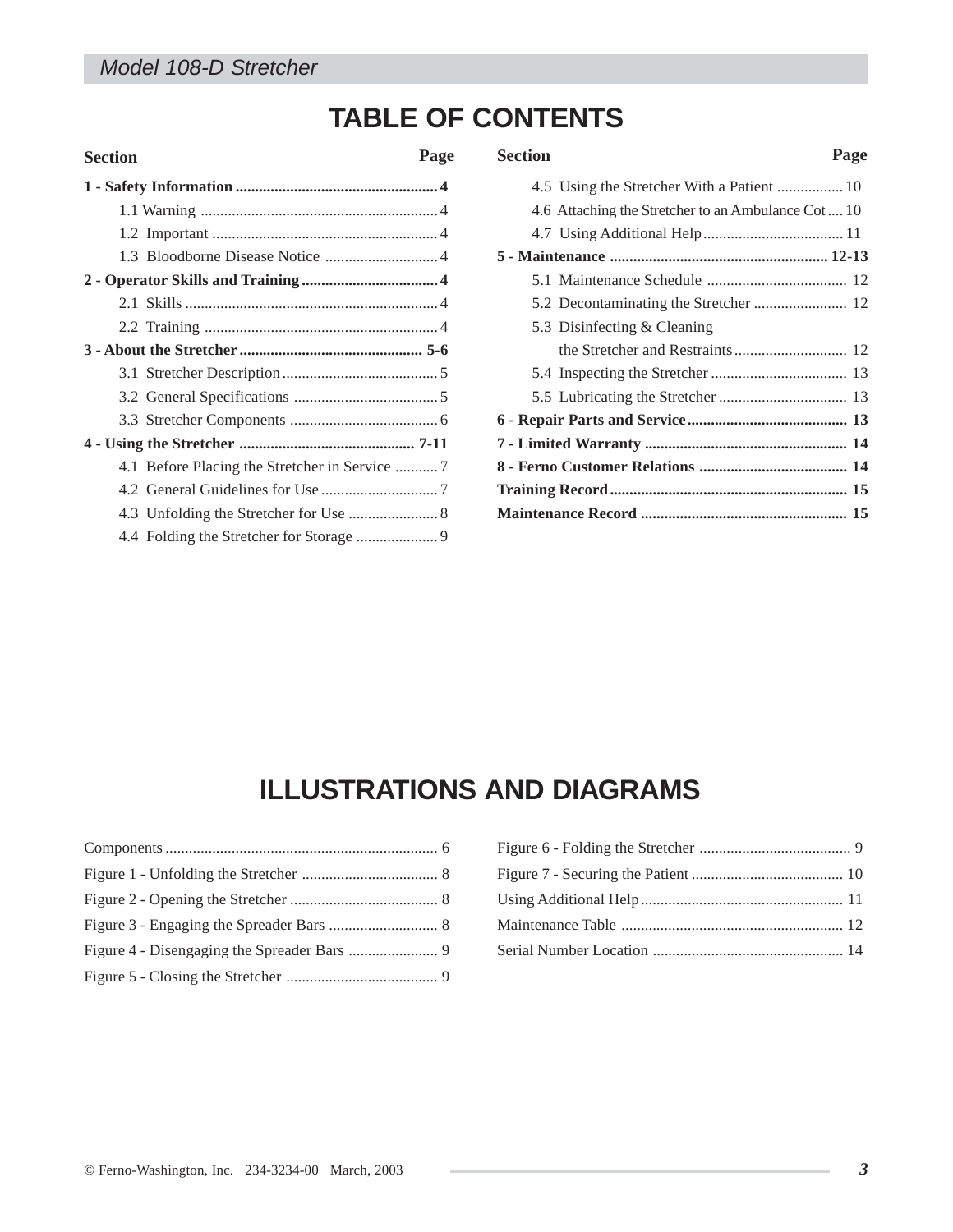# TABLE OF CONTENTS

| Section | Page |
|---|---|
| **1 - Safety Information** | **4** |
| 1.1 Warning | 4 |
| 1.2 Important | 4 |
| 1.3 Bloodborne Disease Notice | 4 |
| **2 - Operator Skills and Training** | **4** |
| 2.1 Skills | 4 |
| 2.2 Training | 4 |
| **3 - About the Stretcher** | **5-6** |
| 3.1 Stretcher Description | 5 |
| 3.2 General Specifications | 5 |
| 3.3 Stretcher Components | 6 |
| **4 - Using the Stretcher** | **7-11** |
| 4.1 Before Placing the Stretcher in Service | 7 |
| 4.2 General Guidelines for Use | 7 |
| 4.3 Unfolding the Stretcher for Use | 8 |
| 4.4 Folding the Stretcher for Storage | 9 |
| 4.5 Using the Stretcher With a Patient | 10 |
| 4.6 Attaching the Stretcher to an Ambulance Cot | 10 |
| 4.7 Using Additional Help | 11 |
| **5 - Maintenance** | **12-13** |
| 5.1 Maintenance Schedule | 12 |
| 5.2 Decontaminating the Stretcher | 12 |
| 5.3 Disinfecting & Cleaning the Stretcher and Restraints | 12 |
| 5.4 Inspecting the Stretcher | 13 |
| 5.5 Lubricating the Stretcher | 13 |
| **6 - Repair Parts and Service** | **13** |
| **7 - Limited Warranty** | **14** |
| **8 - Ferno Customer Relations** | **14** |
| **Training Record** | **15** |
| **Maintenance Record** | **15** |

# ILLUSTRATIONS AND DIAGRAMS

| Illustration | Page |
|---|---|
| Components | 6 |
| Figure 1 - Unfolding the Stretcher | 8 |
| Figure 2 - Opening the Stretcher | 8 |
| Figure 3 - Engaging the Spreader Bars | 8 |
| Figure 4 - Disengaging the Spreader Bars | 9 |
| Figure 5 - Closing the Stretcher | 9 |
| Figure 6 - Folding the Stretcher | 9 |
| Figure 7 - Securing the Patient | 10 |
| Using Additional Help | 11 |
| Maintenance Table | 12 |
| Serial Number Location | 14 |

© Ferno-Washington, Inc. 234-3234-00 March, 2003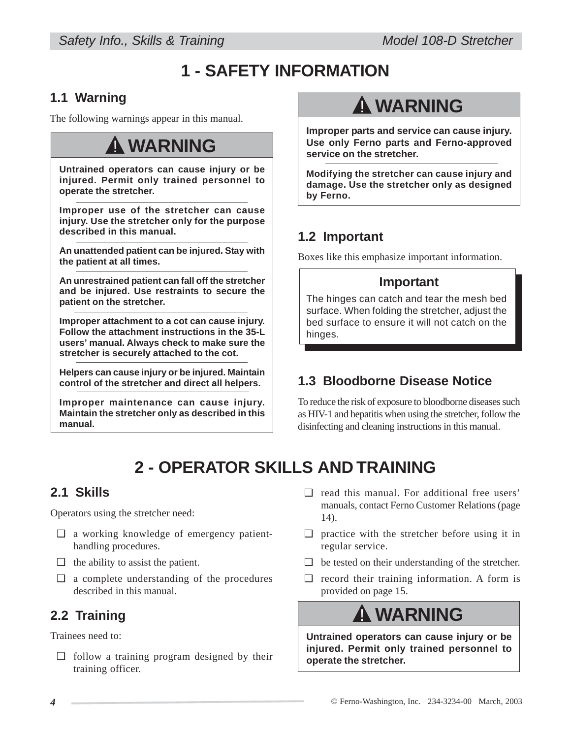# 1 - SAFETY INFORMATION

## 1.1 Warning

The following warnings appear in this manual.

> **⚠ WARNING**
>
> **Untrained operators can cause injury or be injured. Permit only trained personnel to operate the stretcher.**
>
> **Improper use of the stretcher can cause injury. Use the stretcher only for the purpose described in this manual.**
>
> **An unattended patient can be injured. Stay with the patient at all times.**
>
> **An unrestrained patient can fall off the stretcher and be injured. Use restraints to secure the patient on the stretcher.**
>
> **Improper attachment to a cot can cause injury. Follow the attachment instructions in the 35-L users' manual. Always check to make sure the stretcher is securely attached to the cot.**
>
> **Helpers can cause injury or be injured. Maintain control of the stretcher and direct all helpers.**
>
> **Improper maintenance can cause injury. Maintain the stretcher only as described in this manual.**

> **⚠ WARNING**
>
> **Improper parts and service can cause injury. Use only Ferno parts and Ferno-approved service on the stretcher.**
>
> **Modifying the stretcher can cause injury and damage. Use the stretcher only as designed by Ferno.**

## 1.2 Important

Boxes like this emphasize important information.

> **Important**
>
> The hinges can catch and tear the mesh bed surface. When folding the stretcher, adjust the bed surface to ensure it will not catch on the hinges.

## 1.3 Bloodborne Disease Notice

To reduce the risk of exposure to bloodborne diseases such as HIV-1 and hepatitis when using the stretcher, follow the disinfecting and cleaning instructions in this manual.

# 2 - OPERATOR SKILLS AND TRAINING

## 2.1 Skills

Operators using the stretcher need:

- ❑ a working knowledge of emergency patient-handling procedures.
- ❑ the ability to assist the patient.
- ❑ a complete understanding of the procedures described in this manual.

## 2.2 Training

Trainees need to:

- ❑ follow a training program designed by their training officer.
- ❑ read this manual. For additional free users' manuals, contact Ferno Customer Relations (page 14).
- ❑ practice with the stretcher before using it in regular service.
- ❑ be tested on their understanding of the stretcher.
- ❑ record their training information. A form is provided on page 15.

> **⚠ WARNING**
>
> **Untrained operators can cause injury or be injured. Permit only trained personnel to operate the stretcher.**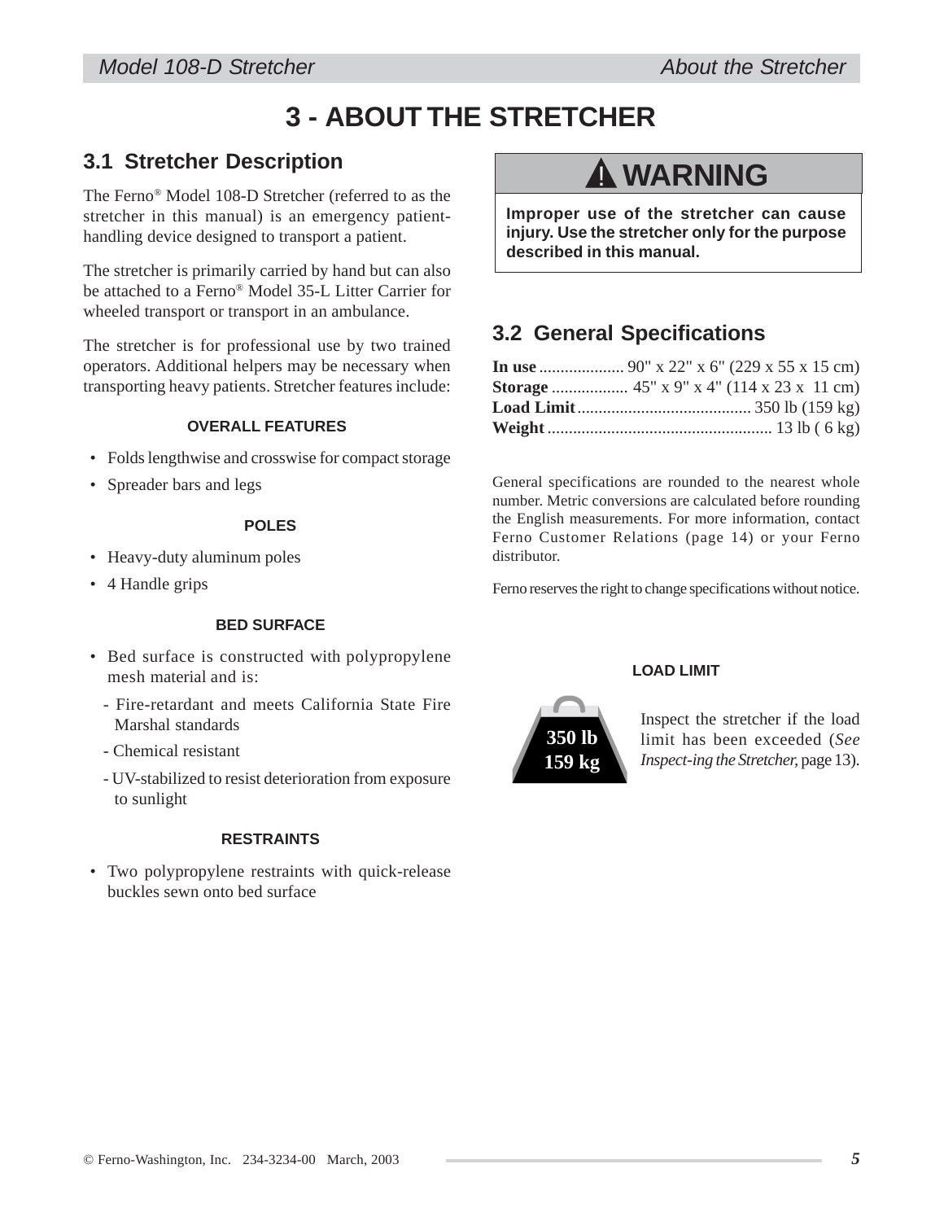# 3 - ABOUT THE STRETCHER

## 3.1 Stretcher Description

The Ferno® Model 108-D Stretcher (referred to as the stretcher in this manual) is an emergency patient-handling device designed to transport a patient.

The stretcher is primarily carried by hand but can also be attached to a Ferno® Model 35-L Litter Carrier for wheeled transport or transport in an ambulance.

The stretcher is for professional use by two trained operators. Additional helpers may be necessary when transporting heavy patients. Stretcher features include:

**OVERALL FEATURES**

- Folds lengthwise and crosswise for compact storage
- Spreader bars and legs

**POLES**

- Heavy-duty aluminum poles
- 4 Handle grips

**BED SURFACE**

- Bed surface is constructed with polypropylene mesh material and is:
  - Fire-retardant and meets California State Fire Marshal standards
  - Chemical resistant
  - UV-stabilized to resist deterioration from exposure to sunlight

**RESTRAINTS**

- Two polypropylene restraints with quick-release buckles sewn onto bed surface

**⚠ WARNING**

**Improper use of the stretcher can cause injury. Use the stretcher only for the purpose described in this manual.**

## 3.2 General Specifications

**In use** .................... 90" x 22" x 6" (229 x 55 x 15 cm)
**Storage** .................. 45" x 9" x 4" (114 x 23 x 11 cm)
**Load Limit** ......................................... 350 lb (159 kg)
**Weight** ..................................................... 13 lb ( 6 kg)

General specifications are rounded to the nearest whole number. Metric conversions are calculated before rounding the English measurements. For more information, contact Ferno Customer Relations (page 14) or your Ferno distributor.

Ferno reserves the right to change specifications without notice.

**LOAD LIMIT**

350 lb
159 kg

Inspect the stretcher if the load limit has been exceeded (*See Inspect-ing the Stretcher,* page 13).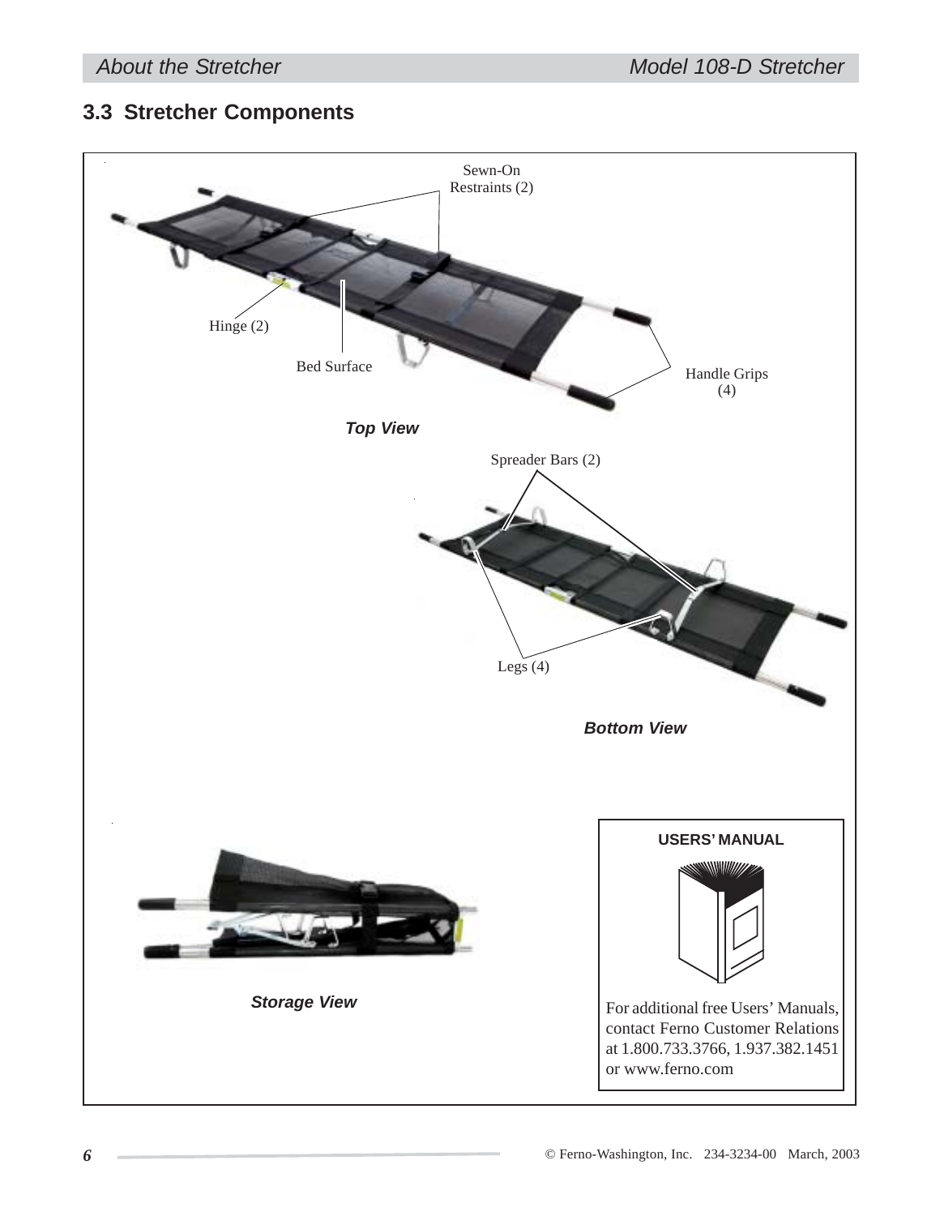## 3.3 Stretcher Components

Sewn-On Restraints (2)

Hinge (2)

Bed Surface

Handle Grips (4)

***Top View***

Spreader Bars (2)

Legs (4)

***Bottom View***

***Storage View***

**USERS' MANUAL**

For additional free Users' Manuals, contact Ferno Customer Relations at 1.800.733.3766, 1.937.382.1451 or www.ferno.com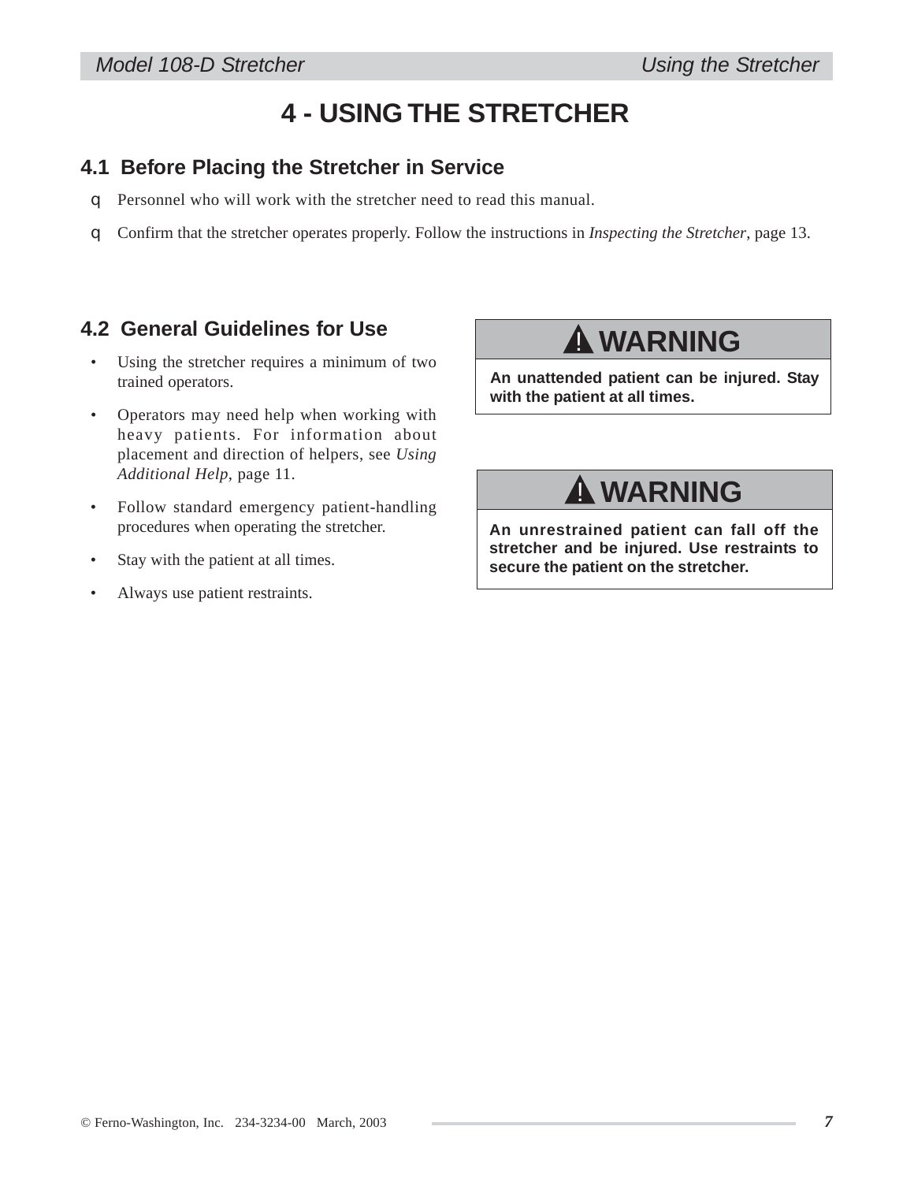# 4 - USING THE STRETCHER

## 4.1 Before Placing the Stretcher in Service

- [ ] Personnel who will work with the stretcher need to read this manual.
- [ ] Confirm that the stretcher operates properly. Follow the instructions in *Inspecting the Stretcher*, page 13.

## 4.2 General Guidelines for Use

- Using the stretcher requires a minimum of two trained operators.
- Operators may need help when working with heavy patients. For information about placement and direction of helpers, see *Using Additional Help*, page 11.
- Follow standard emergency patient-handling procedures when operating the stretcher.
- Stay with the patient at all times.
- Always use patient restraints.

> **⚠ WARNING**
>
> **An unattended patient can be injured. Stay with the patient at all times.**

> **⚠ WARNING**
>
> **An unrestrained patient can fall off the stretcher and be injured. Use restraints to secure the patient on the stretcher.**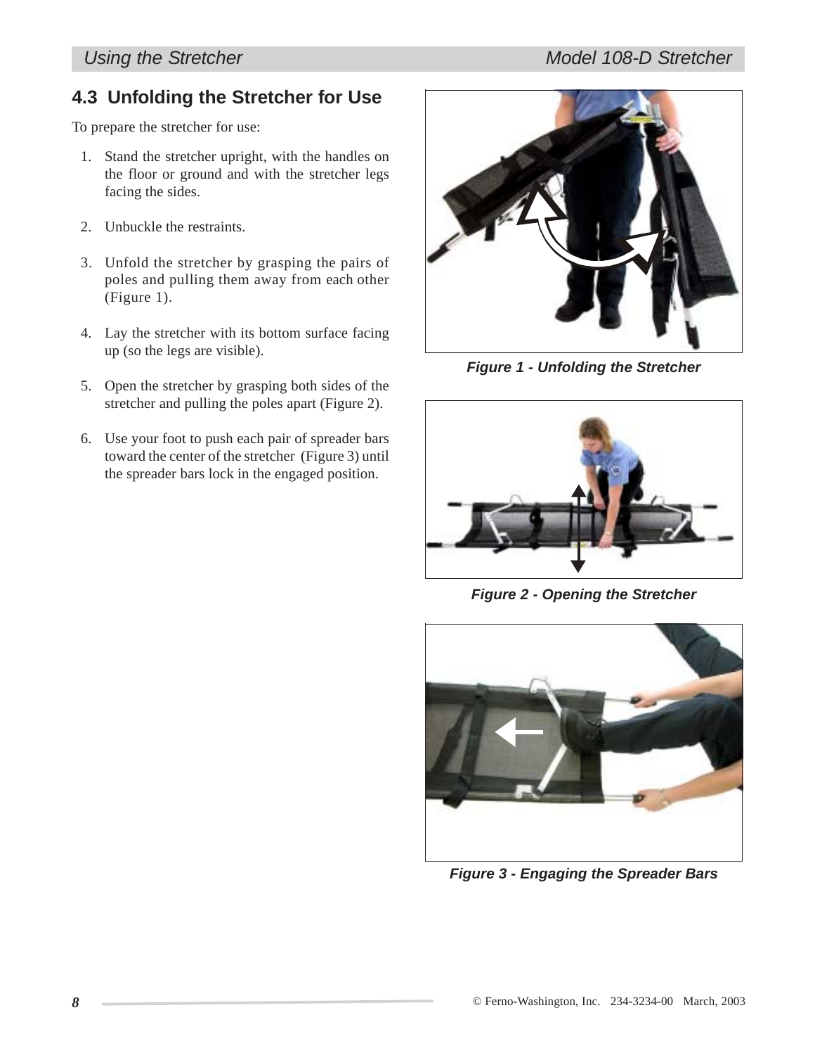## 4.3 Unfolding the Stretcher for Use

To prepare the stretcher for use:

1. Stand the stretcher upright, with the handles on the floor or ground and with the stretcher legs facing the sides.

2. Unbuckle the restraints.

3. Unfold the stretcher by grasping the pairs of poles and pulling them away from each other (Figure 1).

4. Lay the stretcher with its bottom surface facing up (so the legs are visible).

5. Open the stretcher by grasping both sides of the stretcher and pulling the poles apart (Figure 2).

6. Use your foot to push each pair of spreader bars toward the center of the stretcher (Figure 3) until the spreader bars lock in the engaged position.

***Figure 1 - Unfolding the Stretcher***

***Figure 2 - Opening the Stretcher***

***Figure 3 - Engaging the Spreader Bars***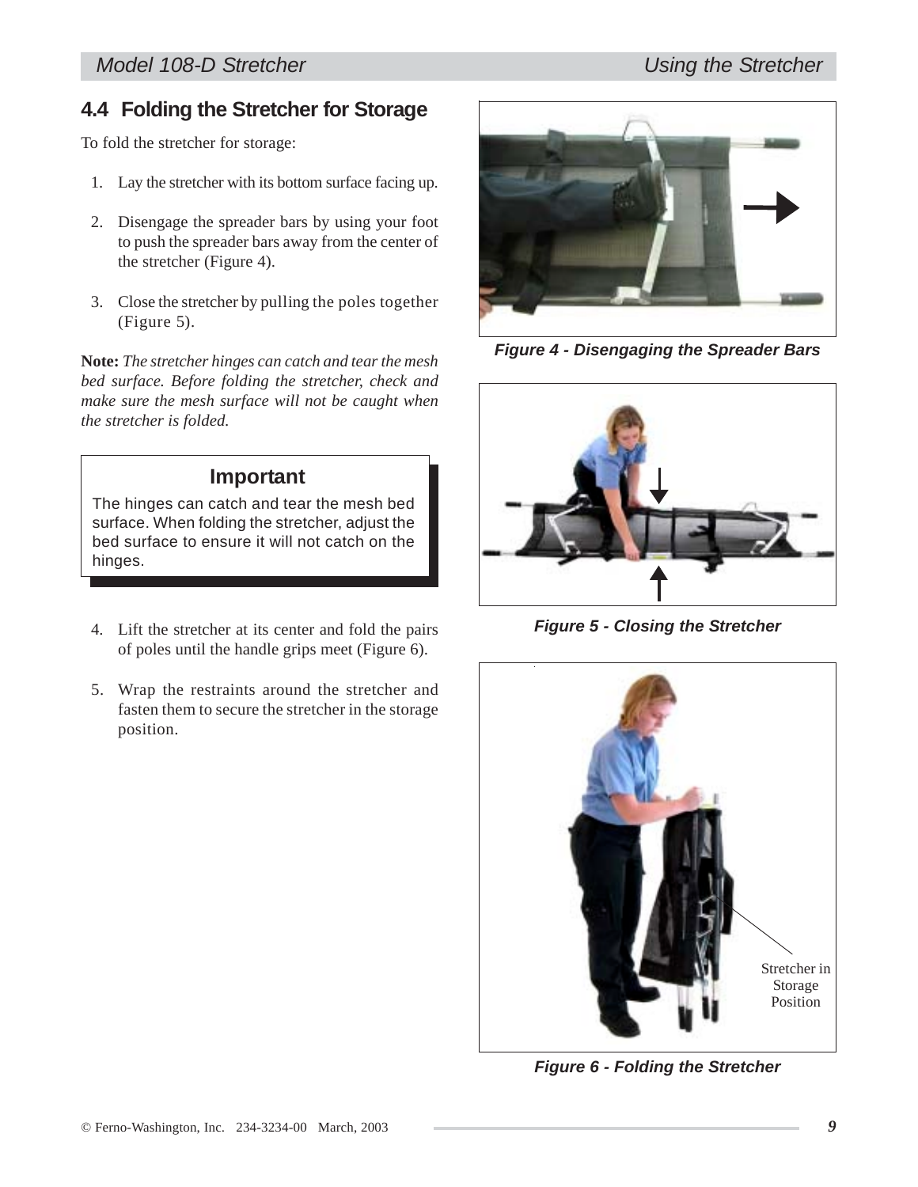## 4.4 Folding the Stretcher for Storage

To fold the stretcher for storage:

1. Lay the stretcher with its bottom surface facing up.
2. Disengage the spreader bars by using your foot to push the spreader bars away from the center of the stretcher (Figure 4).
3. Close the stretcher by pulling the poles together (Figure 5).

**Note:** *The stretcher hinges can catch and tear the mesh bed surface. Before folding the stretcher, check and make sure the mesh surface will not be caught when the stretcher is folded.*

> **Important**
>
> The hinges can catch and tear the mesh bed surface. When folding the stretcher, adjust the bed surface to ensure it will not catch on the hinges.

4. Lift the stretcher at its center and fold the pairs of poles until the handle grips meet (Figure 6).
5. Wrap the restraints around the stretcher and fasten them to secure the stretcher in the storage position.

***Figure 4 - Disengaging the Spreader Bars***

***Figure 5 - Closing the Stretcher***

Stretcher in Storage Position

***Figure 6 - Folding the Stretcher***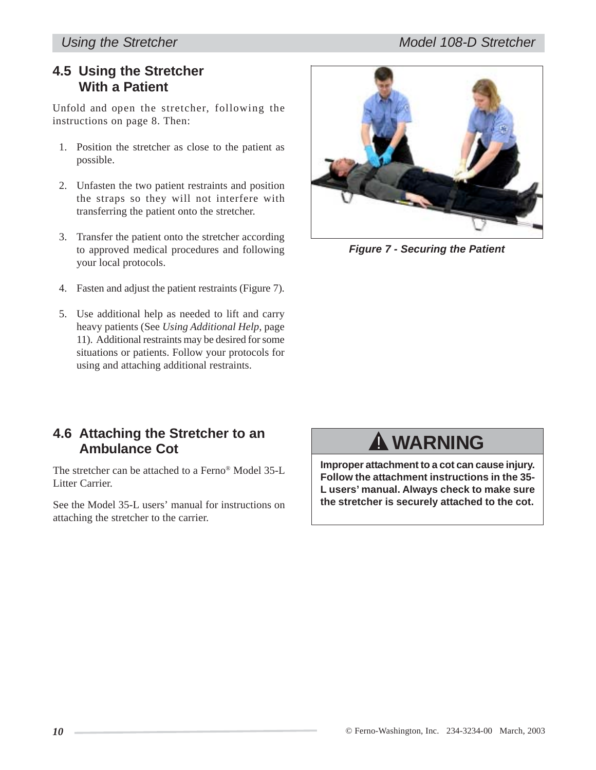## 4.5 Using the Stretcher With a Patient

Unfold and open the stretcher, following the instructions on page 8. Then:

1. Position the stretcher as close to the patient as possible.
2. Unfasten the two patient restraints and position the straps so they will not interfere with transferring the patient onto the stretcher.
3. Transfer the patient onto the stretcher according to approved medical procedures and following your local protocols.
4. Fasten and adjust the patient restraints (Figure 7).
5. Use additional help as needed to lift and carry heavy patients (See *Using Additional Help*, page 11). Additional restraints may be desired for some situations or patients. Follow your protocols for using and attaching additional restraints.

***Figure 7 - Securing the Patient***

## 4.6 Attaching the Stretcher to an Ambulance Cot

The stretcher can be attached to a Ferno® Model 35-L Litter Carrier.

See the Model 35-L users' manual for instructions on attaching the stretcher to the carrier.

**⚠ WARNING**

**Improper attachment to a cot can cause injury. Follow the attachment instructions in the 35-L users' manual. Always check to make sure the stretcher is securely attached to the cot.**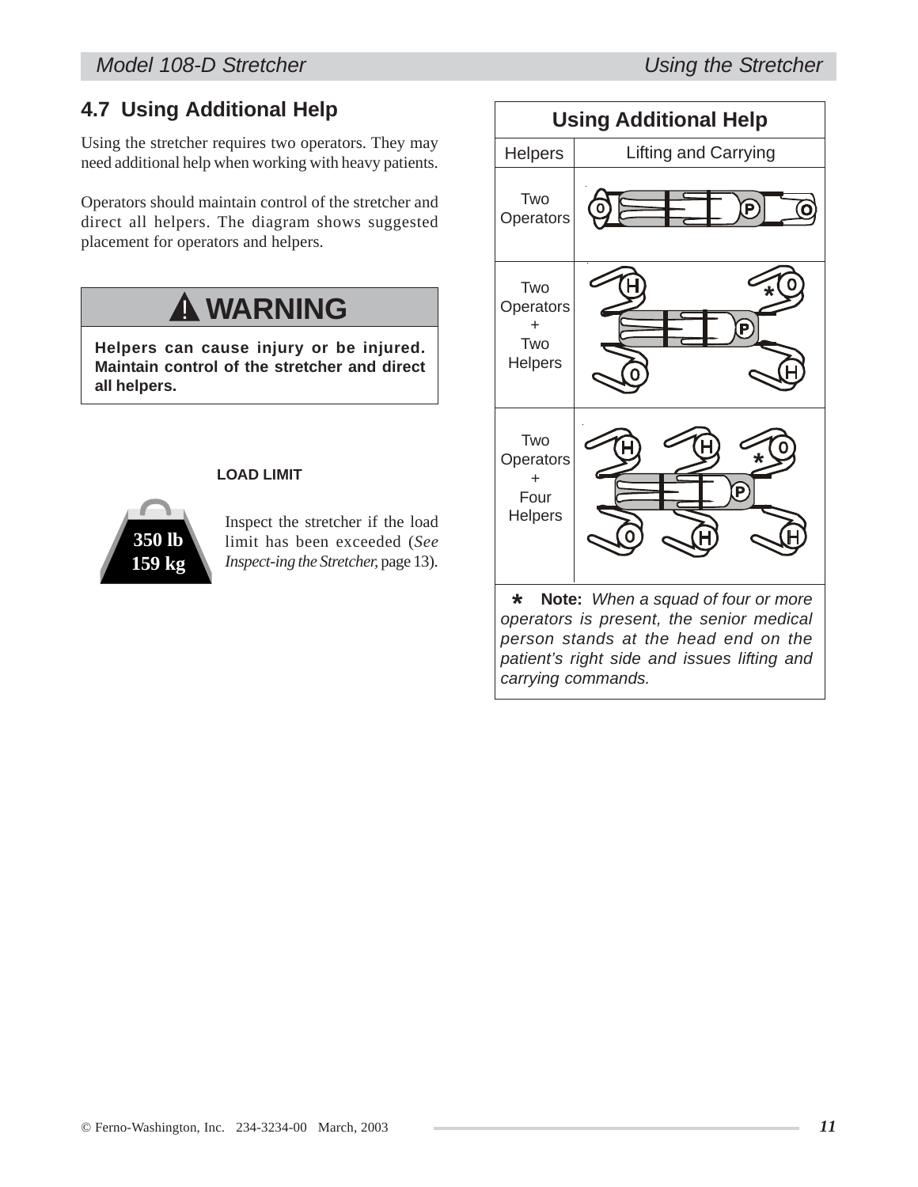## 4.7 Using Additional Help

Using the stretcher requires two operators. They may need additional help when working with heavy patients.

Operators should maintain control of the stretcher and direct all helpers. The diagram shows suggested placement for operators and helpers.

> **⚠ WARNING**
>
> **Helpers can cause injury or be injured. Maintain control of the stretcher and direct all helpers.**

**LOAD LIMIT**

350 lb
159 kg

Inspect the stretcher if the load limit has been exceeded (*See Inspect-ing the Stretcher,* page 13).

| Using Additional Help | |
|---|---|
| Helpers | Lifting and Carrying |
| Two Operators | |
| Two Operators + Two Helpers | |
| Two Operators + Four Helpers | |

\* **Note:** *When a squad of four or more operators is present, the senior medical person stands at the head end on the patient's right side and issues lifting and carrying commands.*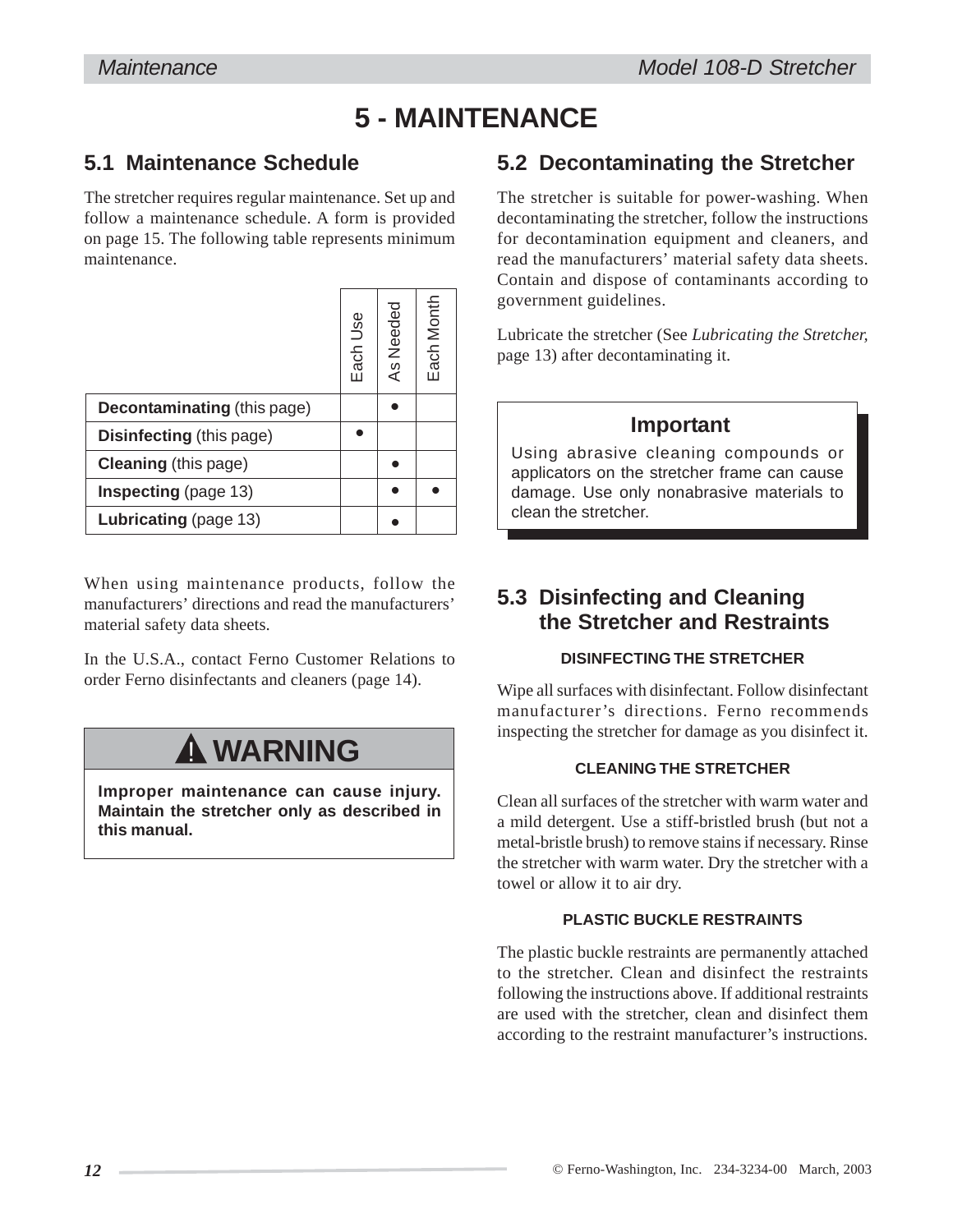# 5 - MAINTENANCE

## 5.1 Maintenance Schedule

The stretcher requires regular maintenance. Set up and follow a maintenance schedule. A form is provided on page 15. The following table represents minimum maintenance.

| | Each Use | As Needed | Each Month |
|---|---|---|---|
| **Decontaminating** (this page) | | • | |
| **Disinfecting** (this page) | • | | |
| **Cleaning** (this page) | | • | |
| **Inspecting** (page 13) | | • | • |
| **Lubricating** (page 13) | | • | |

When using maintenance products, follow the manufacturers' directions and read the manufacturers' material safety data sheets.

In the U.S.A., contact Ferno Customer Relations to order Ferno disinfectants and cleaners (page 14).

> **⚠ WARNING**
>
> **Improper maintenance can cause injury. Maintain the stretcher only as described in this manual.**

## 5.2 Decontaminating the Stretcher

The stretcher is suitable for power-washing. When decontaminating the stretcher, follow the instructions for decontamination equipment and cleaners, and read the manufacturers' material safety data sheets. Contain and dispose of contaminants according to government guidelines.

Lubricate the stretcher (See *Lubricating the Stretcher,* page 13) after decontaminating it.

> **Important**
>
> Using abrasive cleaning compounds or applicators on the stretcher frame can cause damage. Use only nonabrasive materials to clean the stretcher.

## 5.3 Disinfecting and Cleaning the Stretcher and Restraints

### DISINFECTING THE STRETCHER

Wipe all surfaces with disinfectant. Follow disinfectant manufacturer's directions. Ferno recommends inspecting the stretcher for damage as you disinfect it.

### CLEANING THE STRETCHER

Clean all surfaces of the stretcher with warm water and a mild detergent. Use a stiff-bristled brush (but not a metal-bristle brush) to remove stains if necessary. Rinse the stretcher with warm water. Dry the stretcher with a towel or allow it to air dry.

### PLASTIC BUCKLE RESTRAINTS

The plastic buckle restraints are permanently attached to the stretcher. Clean and disinfect the restraints following the instructions above. If additional restraints are used with the stretcher, clean and disinfect them according to the restraint manufacturer's instructions.

© Ferno-Washington, Inc. 234-3234-00 March, 2003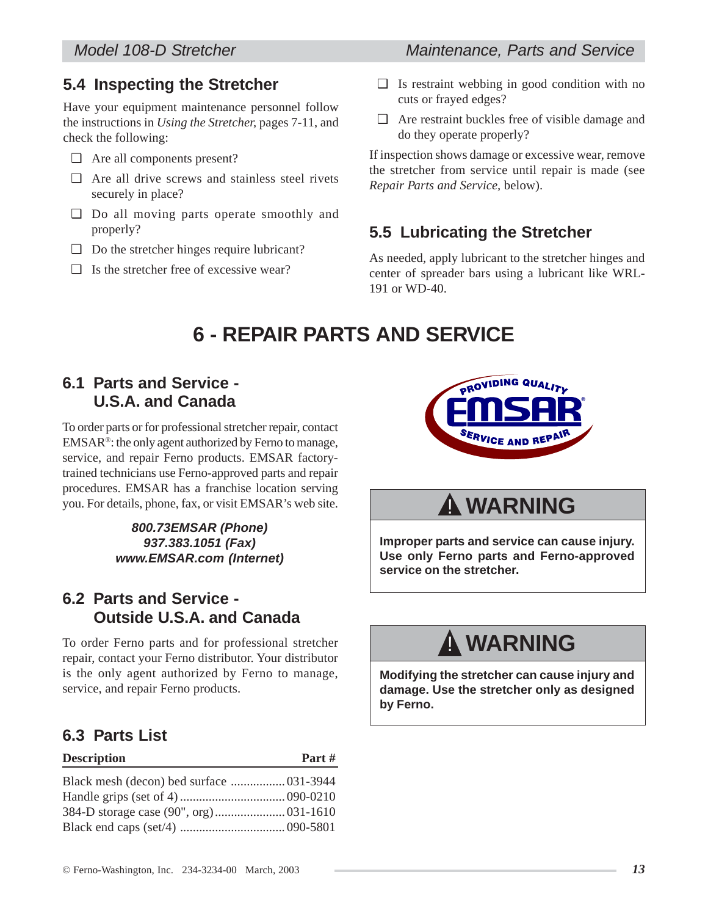## 5.4 Inspecting the Stretcher

Have your equipment maintenance personnel follow the instructions in *Using the Stretcher,* pages 7-11, and check the following:

- ❑ Are all components present?
- ❑ Are all drive screws and stainless steel rivets securely in place?
- ❑ Do all moving parts operate smoothly and properly?
- ❑ Do the stretcher hinges require lubricant?
- ❑ Is the stretcher free of excessive wear?
- ❑ Is restraint webbing in good condition with no cuts or frayed edges?
- ❑ Are restraint buckles free of visible damage and do they operate properly?

If inspection shows damage or excessive wear, remove the stretcher from service until repair is made (see *Repair Parts and Service,* below).

## 5.5 Lubricating the Stretcher

As needed, apply lubricant to the stretcher hinges and center of spreader bars using a lubricant like WRL-191 or WD-40.

# 6 - REPAIR PARTS AND SERVICE

## 6.1 Parts and Service - U.S.A. and Canada

To order parts or for professional stretcher repair, contact EMSAR®: the only agent authorized by Ferno to manage, service, and repair Ferno products. EMSAR factory-trained technicians use Ferno-approved parts and repair procedures. EMSAR has a franchise location serving you. For details, phone, fax, or visit EMSAR's web site.

***800.73EMSAR (Phone)***
***937.383.1051 (Fax)***
***www.EMSAR.com (Internet)***

PROVIDING QUALITY EMSAR® SERVICE AND REPAIR

## 6.2 Parts and Service - Outside U.S.A. and Canada

To order Ferno parts and for professional stretcher repair, contact your Ferno distributor. Your distributor is the only agent authorized by Ferno to manage, service, and repair Ferno products.

**⚠ WARNING**

**Improper parts and service can cause injury. Use only Ferno parts and Ferno-approved service on the stretcher.**

**⚠ WARNING**

**Modifying the stretcher can cause injury and damage. Use the stretcher only as designed by Ferno.**

## 6.3 Parts List

| Description | Part # |
|---|---|
| Black mesh (decon) bed surface | 031-3944 |
| Handle grips (set of 4) | 090-0210 |
| 384-D storage case (90", org) | 031-1610 |
| Black end caps (set/4) | 090-5801 |

© Ferno-Washington, Inc. 234-3234-00 March, 2003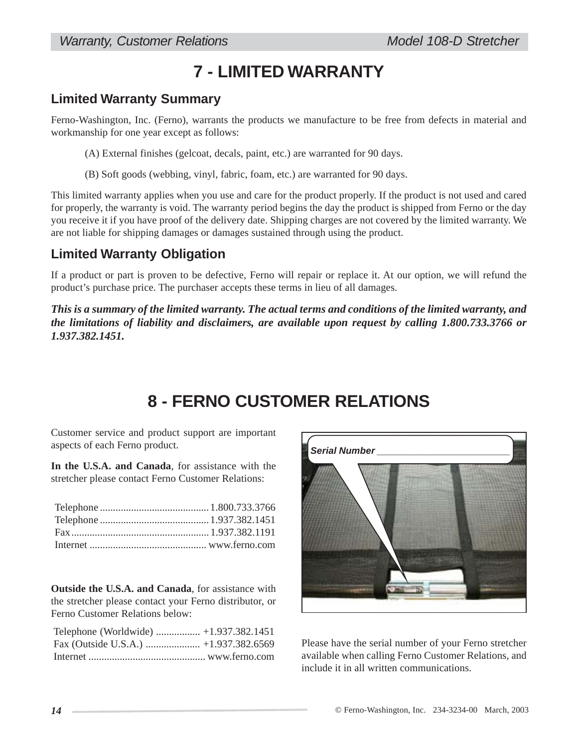# 7 - LIMITED WARRANTY

## Limited Warranty Summary

Ferno-Washington, Inc. (Ferno), warrants the products we manufacture to be free from defects in material and workmanship for one year except as follows:

(A) External finishes (gelcoat, decals, paint, etc.) are warranted for 90 days.

(B) Soft goods (webbing, vinyl, fabric, foam, etc.) are warranted for 90 days.

This limited warranty applies when you use and care for the product properly. If the product is not used and cared for properly, the warranty is void. The warranty period begins the day the product is shipped from Ferno or the day you receive it if you have proof of the delivery date. Shipping charges are not covered by the limited warranty. We are not liable for shipping damages or damages sustained through using the product.

## Limited Warranty Obligation

If a product or part is proven to be defective, Ferno will repair or replace it. At our option, we will refund the product's purchase price. The purchaser accepts these terms in lieu of all damages.

***This is a summary of the limited warranty. The actual terms and conditions of the limited warranty, and the limitations of liability and disclaimers, are available upon request by calling 1.800.733.3766 or 1.937.382.1451.***

# 8 - FERNO CUSTOMER RELATIONS

Customer service and product support are important aspects of each Ferno product.

**In the U.S.A. and Canada**, for assistance with the stretcher please contact Ferno Customer Relations:

Telephone .......................................... 1.800.733.3766
Telephone .......................................... 1.937.382.1451
Fax..................................................... 1.937.382.1191
Internet ............................................ www.ferno.com

**Outside the U.S.A. and Canada**, for assistance with the stretcher please contact your Ferno distributor, or Ferno Customer Relations below:

Telephone (Worldwide) ................. +1.937.382.1451
Fax (Outside U.S.A.) ..................... +1.937.382.6569
Internet ............................................ www.ferno.com

*Serial Number* ___________________________

Please have the serial number of your Ferno stretcher available when calling Ferno Customer Relations, and include it in all written communications.

© Ferno-Washington, Inc. 234-3234-00 March, 2003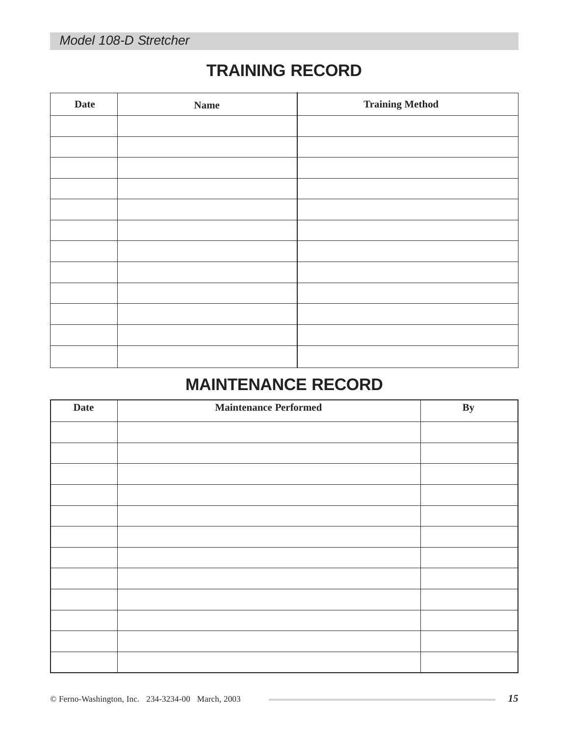## TRAINING RECORD

| Date | Name | Training Method |
|---|---|---|
| | | |
| | | |
| | | |
| | | |
| | | |
| | | |
| | | |
| | | |
| | | |
| | | |
| | | |
| | | |

## MAINTENANCE RECORD

| Date | Maintenance Performed | By |
|---|---|---|
| | | |
| | | |
| | | |
| | | |
| | | |
| | | |
| | | |
| | | |
| | | |
| | | |
| | | |
| | | |